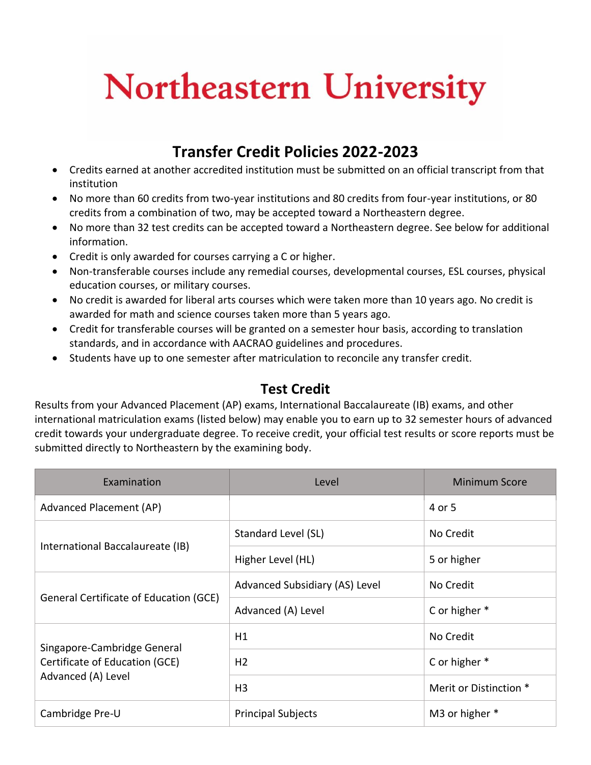# Northeastern University

## Transfer Credit Policies 2022-2023

- Credits earned at another accredited institution must be submitted on an official transcript from that institution
- No more than 60 credits from two-year institutions and 80 credits from four-year institutions, or 80 credits from a combination of two, may be accepted toward a Northeastern degree.
- No more than 32 test credits can be accepted toward a Northeastern degree. See below for additional information.
- Credit is only awarded for courses carrying a C or higher.
- Non-transferable courses include any remedial courses, developmental courses, ESL courses, physical education courses, or military courses.
- No credit is awarded for liberal arts courses which were taken more than 10 years ago. No credit is awarded for math and science courses taken more than 5 years ago.
- Credit for transferable courses will be granted on a semester hour basis, according to translation standards, and in accordance with AACRAO guidelines and procedures.
- Students have up to one semester after matriculation to reconcile any transfer credit.

## Test Credit

Results from your Advanced Placement (AP) exams, International Baccalaureate (IB) exams, and other international matriculation exams (listed below) may enable you to earn up to 32 semester hours of advanced credit towards your undergraduate degree. To receive credit, your official test results or score reports must be submitted directly to Northeastern by the examining body.

| Examination | Level | Minimum Score |
|---|---|---|
| Advanced Placement (AP) | | 4 or 5 |
| International Baccalaureate (IB) | Standard Level (SL) | No Credit |
| | Higher Level (HL) | 5 or higher |
| General Certificate of Education (GCE) | Advanced Subsidiary (AS) Level | No Credit |
| | Advanced (A) Level | C or higher * |
| Singapore-Cambridge General Certificate of Education (GCE) Advanced (A) Level | H1 | No Credit |
| | H2 | C or higher * |
| | H3 | Merit or Distinction * |
| Cambridge Pre-U | Principal Subjects | M3 or higher * |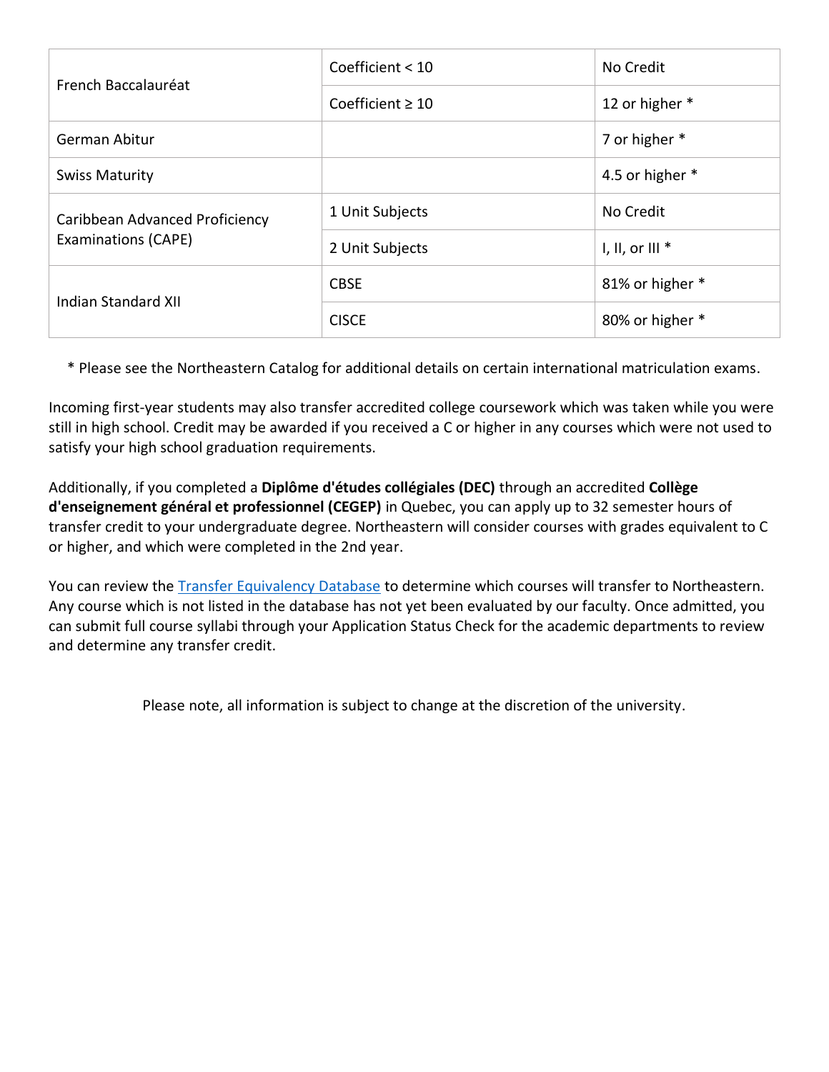| | | |
|---|---|---|
| French Baccalauréat | Coefficient < 10 | No Credit |
| | Coefficient ≥ 10 | 12 or higher * |
| German Abitur | | 7 or higher * |
| Swiss Maturity | | 4.5 or higher * |
| Caribbean Advanced Proficiency Examinations (CAPE) | 1 Unit Subjects | No Credit |
| | 2 Unit Subjects | I, II, or III * |
| Indian Standard XII | CBSE | 81% or higher * |
| | CISCE | 80% or higher * |

\* Please see the Northeastern Catalog for additional details on certain international matriculation exams.

Incoming first-year students may also transfer accredited college coursework which was taken while you were still in high school. Credit may be awarded if you received a C or higher in any courses which were not used to satisfy your high school graduation requirements.

Additionally, if you completed a **Diplôme d'études collégiales (DEC)** through an accredited **Collège d'enseignement général et professionnel (CEGEP)** in Quebec, you can apply up to 32 semester hours of transfer credit to your undergraduate degree. Northeastern will consider courses with grades equivalent to C or higher, and which were completed in the 2nd year.

You can review the [Transfer Equivalency Database] to determine which courses will transfer to Northeastern. Any course which is not listed in the database has not yet been evaluated by our faculty. Once admitted, you can submit full course syllabi through your Application Status Check for the academic departments to review and determine any transfer credit.

Please note, all information is subject to change at the discretion of the university.